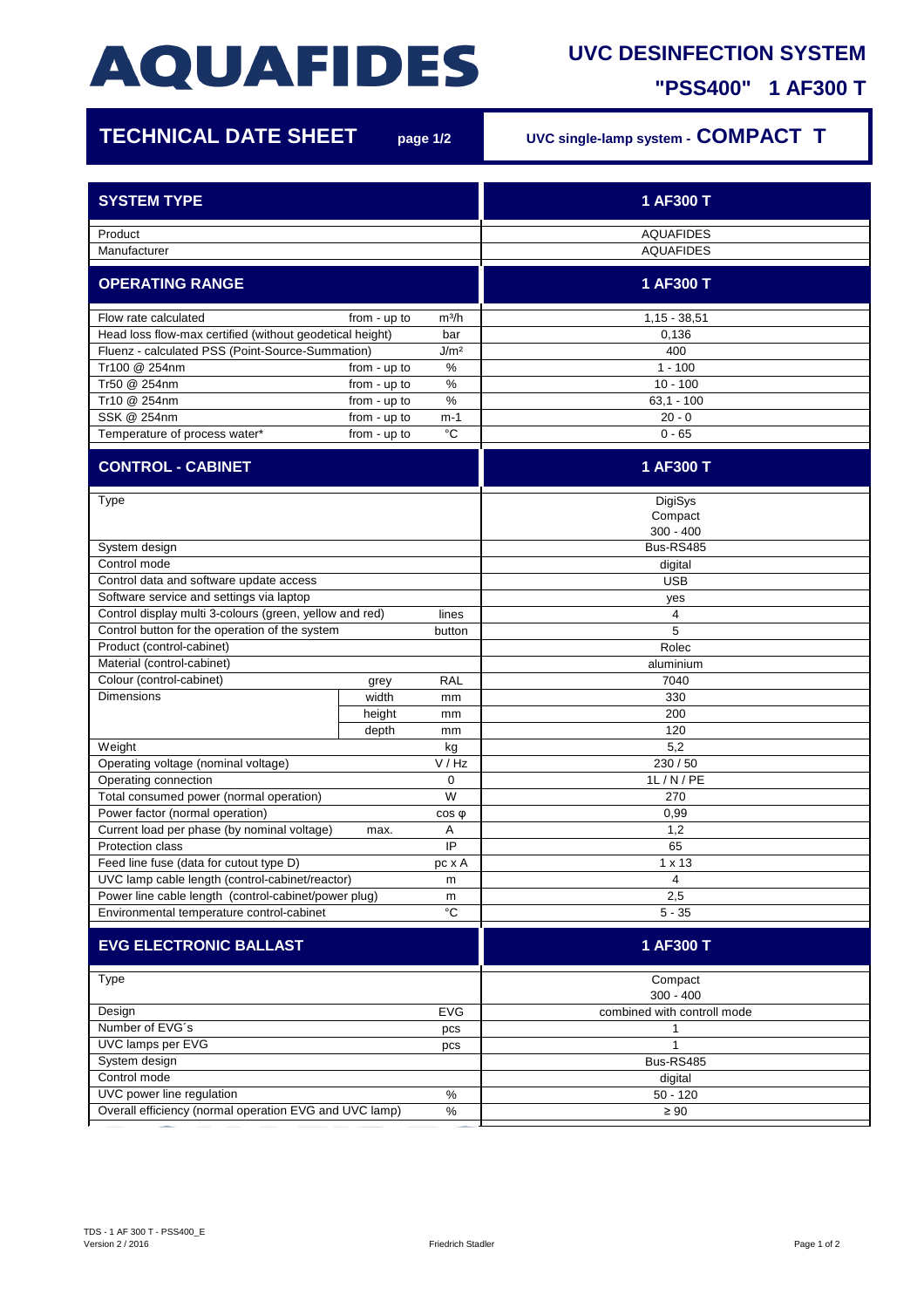# AQUAFIDES

## UVC DESINFECTION SYSTEM

## "PSS400" 1 AF300 T

**TECHNICAL DATE SHEET** page 1/2 — UVC single-lamp system - **COMPACT T**

| SYSTEM TYPE | | | 1 AF300 T |
|---|---|---|---|
| Product | | | AQUAFIDES |
| Manufacturer | | | AQUAFIDES |

| OPERATING RANGE | | | 1 AF300 T |
|---|---|---|---|
| Flow rate calculated | from - up to | m³/h | 1,15 - 38,51 |
| Head loss flow-max certified (without geodetical height) | | bar | 0,136 |
| Fluenz - calculated PSS (Point-Source-Summation) | | J/m² | 400 |
| Tr100 @ 254nm | from - up to | % | 1 - 100 |
| Tr50 @ 254nm | from - up to | % | 10 - 100 |
| Tr10 @ 254nm | from - up to | % | 63,1 - 100 |
| SSK @ 254nm | from - up to | m-1 | 20 - 0 |
| Temperature of process water* | from - up to | °C | 0 - 65 |

| CONTROL - CABINET | | | 1 AF300 T |
|---|---|---|---|
| Type | | | DigiSys Compact 300 - 400 |
| System design | | | Bus-RS485 |
| Control mode | | | digital |
| Control data and software update access | | | USB |
| Software service and settings via laptop | | | yes |
| Control display multi 3-colours (green, yellow and red) | | lines | 4 |
| Control button for the operation of the system | | button | 5 |
| Product (control-cabinet) | | | Rolec |
| Material (control-cabinet) | | | aluminium |
| Colour (control-cabinet) | grey | RAL | 7040 |
| Dimensions | width | mm | 330 |
| | height | mm | 200 |
| | depth | mm | 120 |
| Weight | | kg | 5,2 |
| Operating voltage (nominal voltage) | | V / Hz | 230 / 50 |
| Operating connection | | 0 | 1L / N / PE |
| Total consumed power (normal operation) | | W | 270 |
| Power factor (normal operation) | | cos φ | 0,99 |
| Current load per phase (by nominal voltage) | max. | A | 1,2 |
| Protection class | | IP | 65 |
| Feed line fuse (data for cutout type D) | | pc x A | 1 x 13 |
| UVC lamp cable length (control-cabinet/reactor) | | m | 4 |
| Power line cable length (control-cabinet/power plug) | | m | 2,5 |
| Environmental temperature control-cabinet | | °C | 5 - 35 |

| EVG ELECTRONIC BALLAST | | | 1 AF300 T |
|---|---|---|---|
| Type | | | Compact 300 - 400 |
| Design | | EVG | combined with controll mode |
| Number of EVG´s | | pcs | 1 |
| UVC lamps per EVG | | pcs | 1 |
| System design | | | Bus-RS485 |
| Control mode | | | digital |
| UVC power line regulation | | % | 50 - 120 |
| Overall efficiency (normal operation EVG and UVC lamp) | | % | ≥ 90 |

TDS - 1 AF 300 T - PSS400_E
Version 2 / 2016

Friedrich Stadler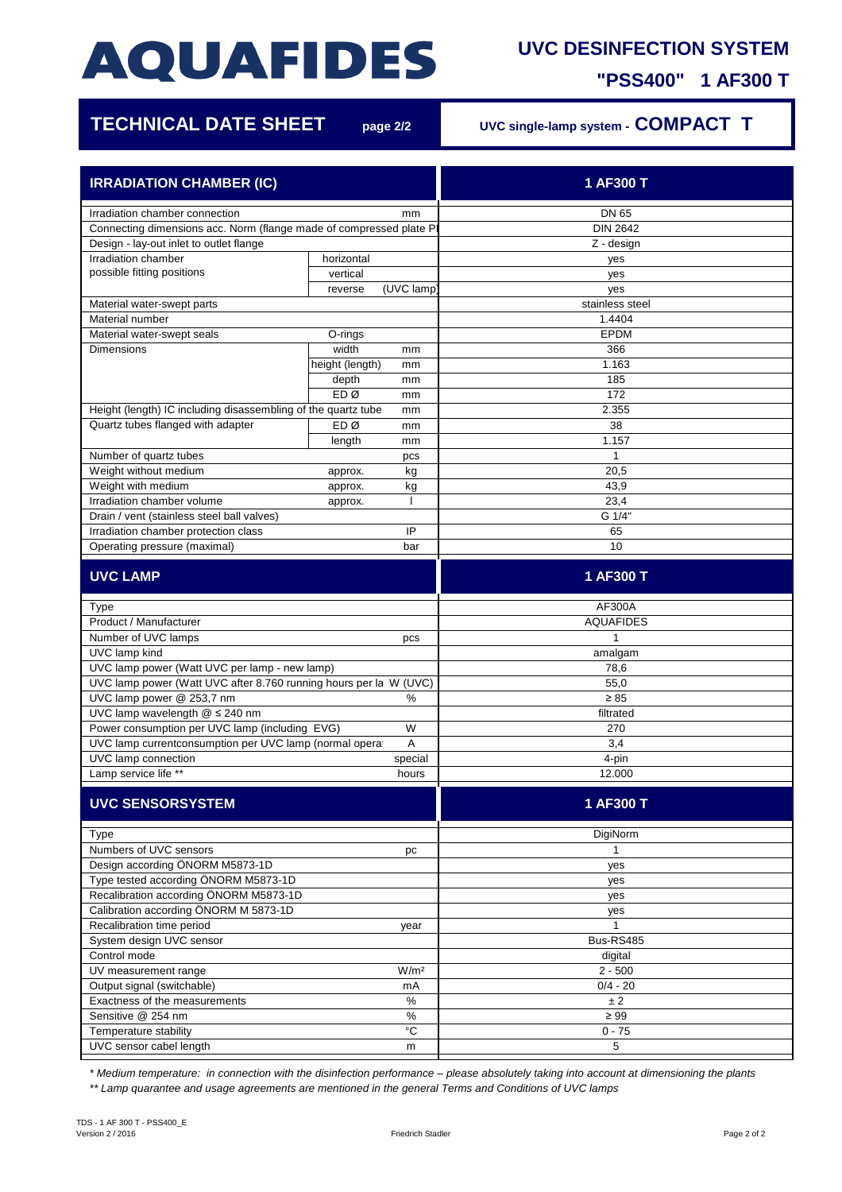# AQUAFIDES

## UVC DESINFECTION SYSTEM

## "PSS400" 1 AF300 T

## TECHNICAL DATE SHEET page 2/2

UVC single-lamp system - **COMPACT T**

| IRRADIATION CHAMBER (IC) | | | 1 AF300 T |
|---|---|---|---|
| Irradiation chamber connection | | mm | DN 65 |
| Connecting dimensions acc. Norm (flange made of compressed plate Pl | | | DIN 2642 |
| Design - lay-out inlet to outlet flange | | | Z - design |
| Irradiation chamber possible fitting positions | horizontal | | yes |
| | vertical | | yes |
| | reverse | (UVC lamp) | yes |
| Material water-swept parts | | | stainless steel |
| Material number | | | 1.4404 |
| Material water-swept seals | O-rings | | EPDM |
| Dimensions | width | mm | 366 |
| | height (length) | mm | 1.163 |
| | depth | mm | 185 |
| | ED Ø | mm | 172 |
| Height (length) IC including disassembling of the quartz tube | | mm | 2.355 |
| Quartz tubes flanged with adapter | ED Ø | mm | 38 |
| | length | mm | 1.157 |
| Number of quartz tubes | | pcs | 1 |
| Weight without medium | approx. | kg | 20,5 |
| Weight with medium | approx. | kg | 43,9 |
| Irradiation chamber volume | approx. | l | 23,4 |
| Drain / vent (stainless steel ball valves) | | | G 1/4" |
| Irradiation chamber protection class | | IP | 65 |
| Operating pressure (maximal) | | bar | 10 |

| UVC LAMP | | 1 AF300 T |
|---|---|---|
| Type | | AF300A |
| Product / Manufacturer | | AQUAFIDES |
| Number of UVC lamps | pcs | 1 |
| UVC lamp kind | | amalgam |
| UVC lamp power (Watt UVC per lamp - new lamp) | | 78,6 |
| UVC lamp power (Watt UVC after 8.760 running hours per la W (UVC) | | 55,0 |
| UVC lamp power @ 253,7 nm | % | ≥ 85 |
| UVC lamp wavelength @ ≤ 240 nm | | filtrated |
| Power consumption per UVC lamp (including EVG) | W | 270 |
| UVC lamp currentconsumption per UVC lamp (normal opera | A | 3,4 |
| UVC lamp connection | special | 4-pin |
| Lamp service life ** | hours | 12.000 |

| UVC SENSORSYSTEM | | 1 AF300 T |
|---|---|---|
| Type | | DigiNorm |
| Numbers of UVC sensors | pc | 1 |
| Design according ÖNORM M5873-1D | | yes |
| Type tested according ÖNORM M5873-1D | | yes |
| Recalibration according ÖNORM M5873-1D | | yes |
| Calibration according ÖNORM M 5873-1D | | yes |
| Recalibration time period | year | 1 |
| System design UVC sensor | | Bus-RS485 |
| Control mode | | digital |
| UV measurement range | W/m² | 2 - 500 |
| Output signal (switchable) | mA | 0/4 - 20 |
| Exactness of the measurements | % | ± 2 |
| Sensitive @ 254 nm | % | ≥ 99 |
| Temperature stability | °C | 0 - 75 |
| UVC sensor cabel length | m | 5 |

*\* Medium temperature: in connection with the disinfection performance – please absolutely taking into account at dimensioning the plants*

*\*\* Lamp quarantee and usage agreements are mentioned in the general Terms and Conditions of UVC lamps*

TDS - 1 AF 300 T - PSS400_E
Version 2 / 2016

Friedrich Stadler